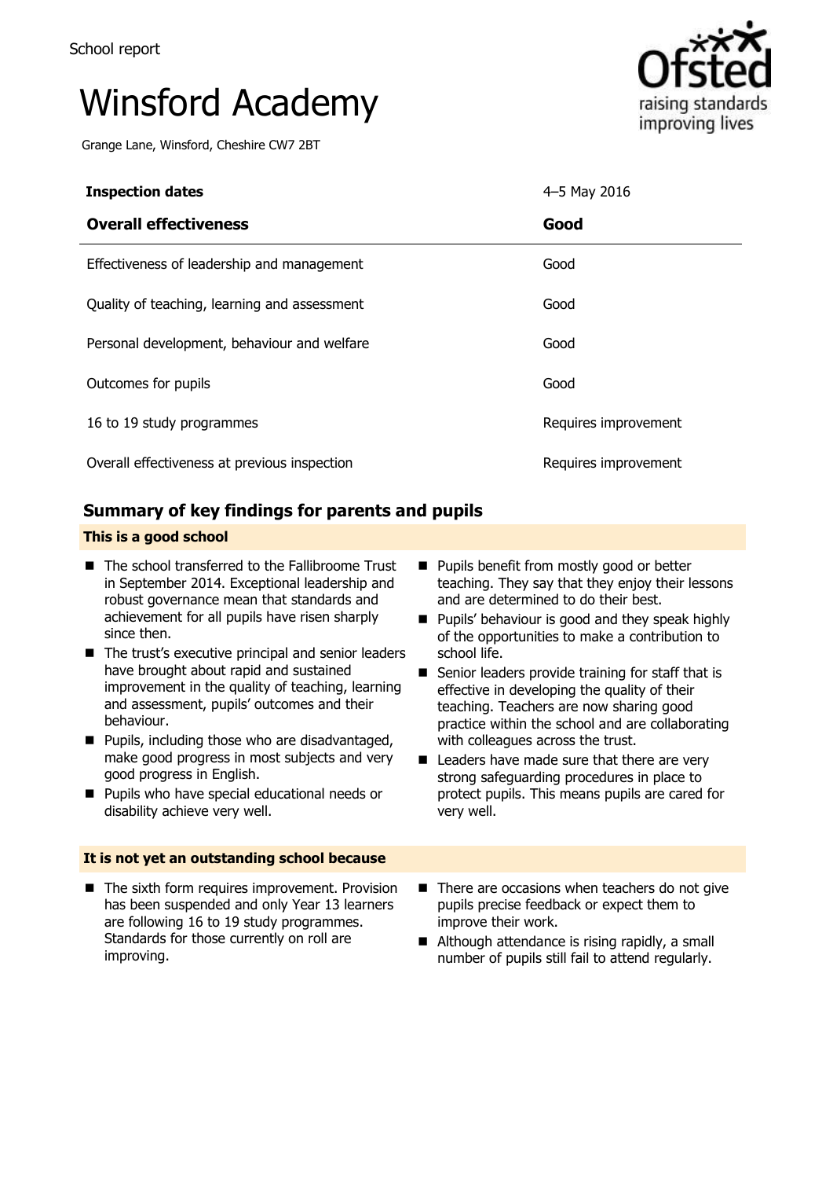School report

# Winsford Academy

Grange Lane, Winsford, Cheshire CW7 2BT

| **Inspection dates** | 4–5 May 2016 |
| --- | --- |
| **Overall effectiveness** | **Good** |
| Effectiveness of leadership and management | Good |
| Quality of teaching, learning and assessment | Good |
| Personal development, behaviour and welfare | Good |
| Outcomes for pupils | Good |
| 16 to 19 study programmes | Requires improvement |
| Overall effectiveness at previous inspection | Requires improvement |

## Summary of key findings for parents and pupils

### This is a good school

- The school transferred to the Fallibroome Trust in September 2014. Exceptional leadership and robust governance mean that standards and achievement for all pupils have risen sharply since then.
- The trust's executive principal and senior leaders have brought about rapid and sustained improvement in the quality of teaching, learning and assessment, pupils' outcomes and their behaviour.
- Pupils, including those who are disadvantaged, make good progress in most subjects and very good progress in English.
- Pupils who have special educational needs or disability achieve very well.
- Pupils benefit from mostly good or better teaching. They say that they enjoy their lessons and are determined to do their best.
- Pupils' behaviour is good and they speak highly of the opportunities to make a contribution to school life.
- Senior leaders provide training for staff that is effective in developing the quality of their teaching. Teachers are now sharing good practice within the school and are collaborating with colleagues across the trust.
- Leaders have made sure that there are very strong safeguarding procedures in place to protect pupils. This means pupils are cared for very well.

### It is not yet an outstanding school because

- The sixth form requires improvement. Provision has been suspended and only Year 13 learners are following 16 to 19 study programmes. Standards for those currently on roll are improving.
- There are occasions when teachers do not give pupils precise feedback or expect them to improve their work.
- Although attendance is rising rapidly, a small number of pupils still fail to attend regularly.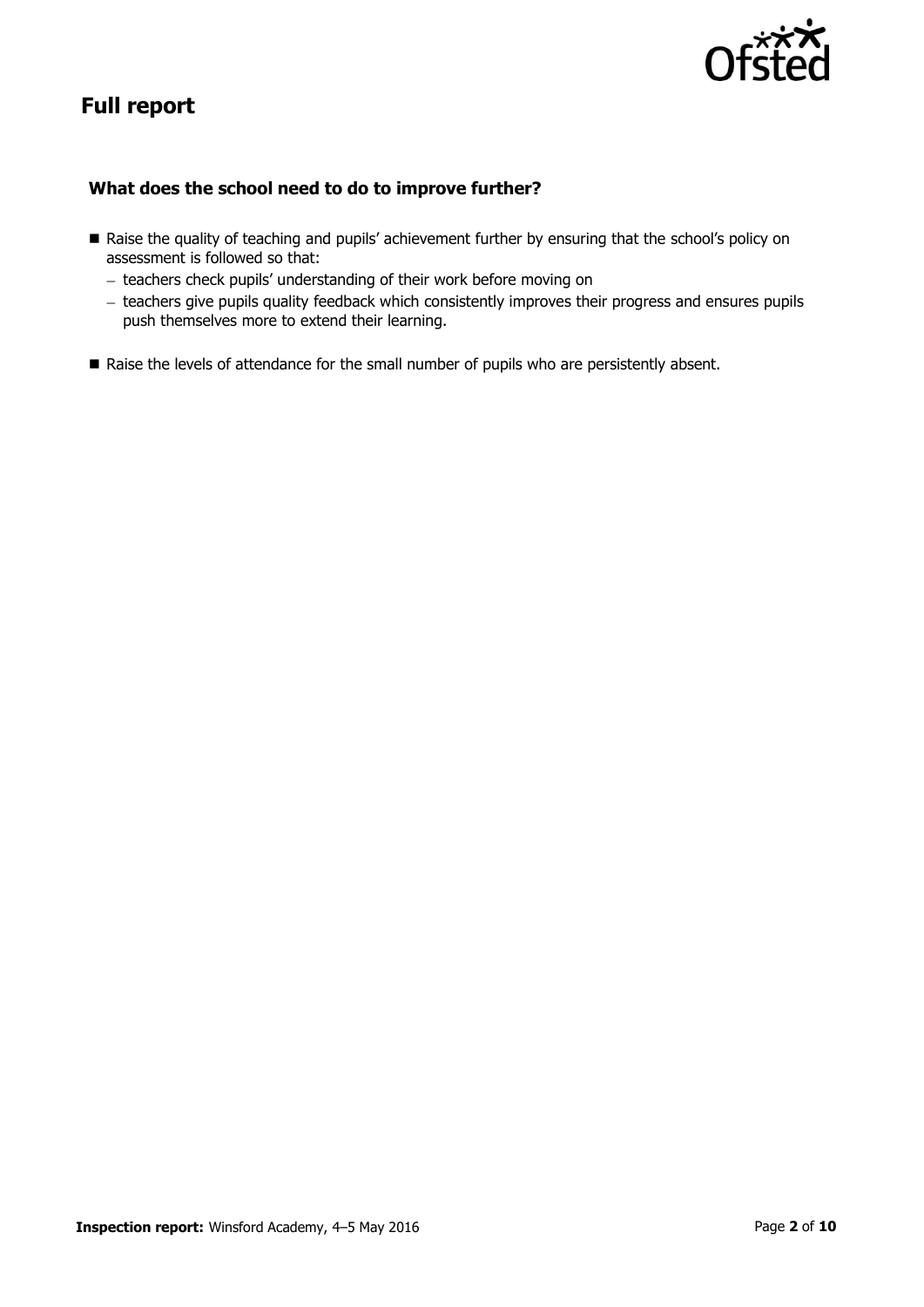## Full report

### What does the school need to do to improve further?

- Raise the quality of teaching and pupils' achievement further by ensuring that the school's policy on assessment is followed so that:
  - teachers check pupils' understanding of their work before moving on
  - teachers give pupils quality feedback which consistently improves their progress and ensures pupils push themselves more to extend their learning.
- Raise the levels of attendance for the small number of pupils who are persistently absent.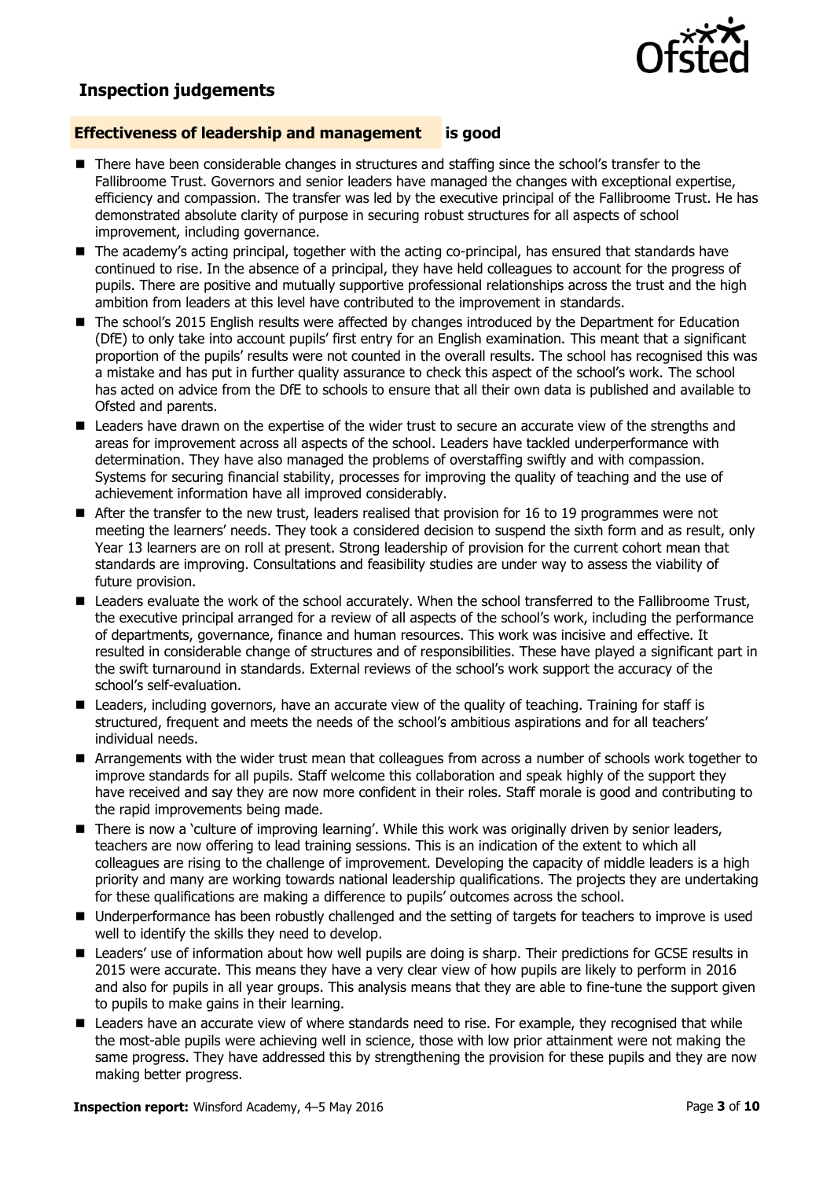## Inspection judgements

### Effectiveness of leadership and management is good

- There have been considerable changes in structures and staffing since the school's transfer to the Fallibroome Trust. Governors and senior leaders have managed the changes with exceptional expertise, efficiency and compassion. The transfer was led by the executive principal of the Fallibroome Trust. He has demonstrated absolute clarity of purpose in securing robust structures for all aspects of school improvement, including governance.
- The academy's acting principal, together with the acting co-principal, has ensured that standards have continued to rise. In the absence of a principal, they have held colleagues to account for the progress of pupils. There are positive and mutually supportive professional relationships across the trust and the high ambition from leaders at this level have contributed to the improvement in standards.
- The school's 2015 English results were affected by changes introduced by the Department for Education (DfE) to only take into account pupils' first entry for an English examination. This meant that a significant proportion of the pupils' results were not counted in the overall results. The school has recognised this was a mistake and has put in further quality assurance to check this aspect of the school's work. The school has acted on advice from the DfE to schools to ensure that all their own data is published and available to Ofsted and parents.
- Leaders have drawn on the expertise of the wider trust to secure an accurate view of the strengths and areas for improvement across all aspects of the school. Leaders have tackled underperformance with determination. They have also managed the problems of overstaffing swiftly and with compassion. Systems for securing financial stability, processes for improving the quality of teaching and the use of achievement information have all improved considerably.
- After the transfer to the new trust, leaders realised that provision for 16 to 19 programmes were not meeting the learners' needs. They took a considered decision to suspend the sixth form and as result, only Year 13 learners are on roll at present. Strong leadership of provision for the current cohort mean that standards are improving. Consultations and feasibility studies are under way to assess the viability of future provision.
- Leaders evaluate the work of the school accurately. When the school transferred to the Fallibroome Trust, the executive principal arranged for a review of all aspects of the school's work, including the performance of departments, governance, finance and human resources. This work was incisive and effective. It resulted in considerable change of structures and of responsibilities. These have played a significant part in the swift turnaround in standards. External reviews of the school's work support the accuracy of the school's self-evaluation.
- Leaders, including governors, have an accurate view of the quality of teaching. Training for staff is structured, frequent and meets the needs of the school's ambitious aspirations and for all teachers' individual needs.
- Arrangements with the wider trust mean that colleagues from across a number of schools work together to improve standards for all pupils. Staff welcome this collaboration and speak highly of the support they have received and say they are now more confident in their roles. Staff morale is good and contributing to the rapid improvements being made.
- There is now a 'culture of improving learning'. While this work was originally driven by senior leaders, teachers are now offering to lead training sessions. This is an indication of the extent to which all colleagues are rising to the challenge of improvement. Developing the capacity of middle leaders is a high priority and many are working towards national leadership qualifications. The projects they are undertaking for these qualifications are making a difference to pupils' outcomes across the school.
- Underperformance has been robustly challenged and the setting of targets for teachers to improve is used well to identify the skills they need to develop.
- Leaders' use of information about how well pupils are doing is sharp. Their predictions for GCSE results in 2015 were accurate. This means they have a very clear view of how pupils are likely to perform in 2016 and also for pupils in all year groups. This analysis means that they are able to fine-tune the support given to pupils to make gains in their learning.
- Leaders have an accurate view of where standards need to rise. For example, they recognised that while the most-able pupils were achieving well in science, those with low prior attainment were not making the same progress. They have addressed this by strengthening the provision for these pupils and they are now making better progress.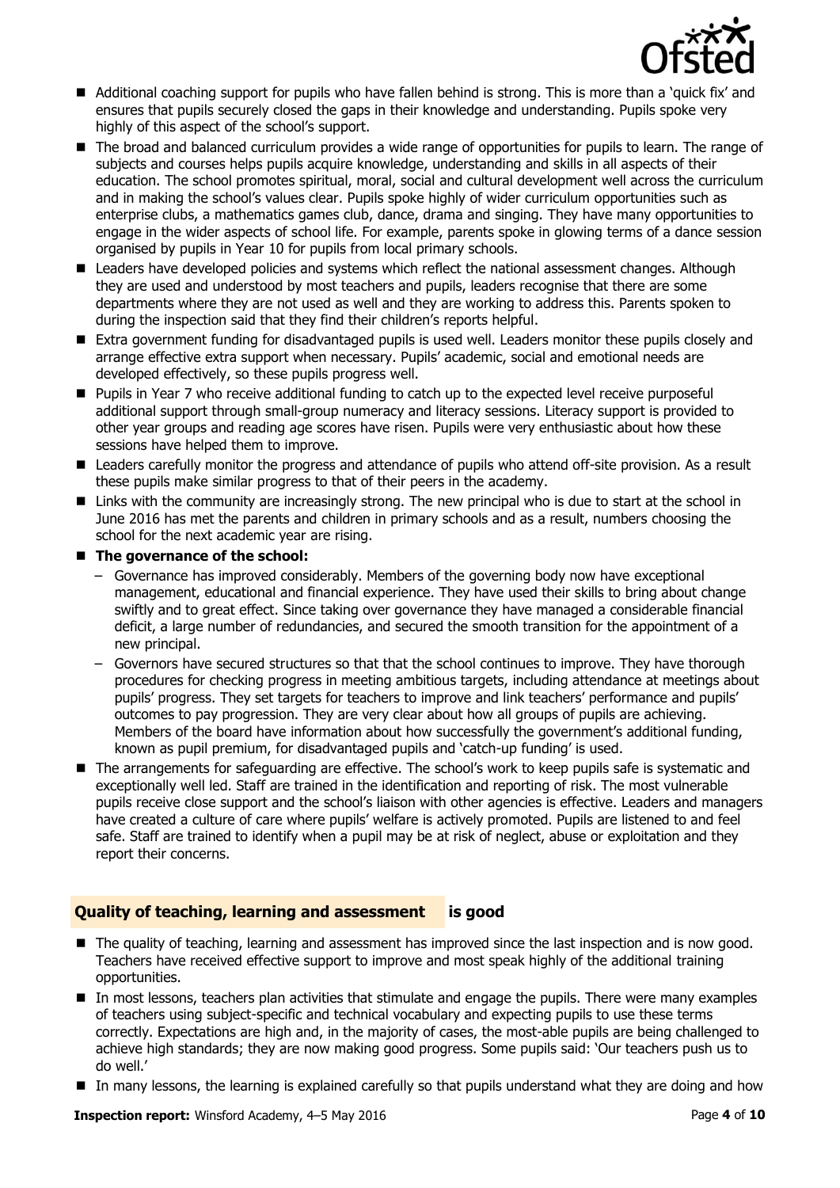- Additional coaching support for pupils who have fallen behind is strong. This is more than a 'quick fix' and ensures that pupils securely closed the gaps in their knowledge and understanding. Pupils spoke very highly of this aspect of the school's support.
- The broad and balanced curriculum provides a wide range of opportunities for pupils to learn. The range of subjects and courses helps pupils acquire knowledge, understanding and skills in all aspects of their education. The school promotes spiritual, moral, social and cultural development well across the curriculum and in making the school's values clear. Pupils spoke highly of wider curriculum opportunities such as enterprise clubs, a mathematics games club, dance, drama and singing. They have many opportunities to engage in the wider aspects of school life. For example, parents spoke in glowing terms of a dance session organised by pupils in Year 10 for pupils from local primary schools.
- Leaders have developed policies and systems which reflect the national assessment changes. Although they are used and understood by most teachers and pupils, leaders recognise that there are some departments where they are not used as well and they are working to address this. Parents spoken to during the inspection said that they find their children's reports helpful.
- Extra government funding for disadvantaged pupils is used well. Leaders monitor these pupils closely and arrange effective extra support when necessary. Pupils' academic, social and emotional needs are developed effectively, so these pupils progress well.
- Pupils in Year 7 who receive additional funding to catch up to the expected level receive purposeful additional support through small-group numeracy and literacy sessions. Literacy support is provided to other year groups and reading age scores have risen. Pupils were very enthusiastic about how these sessions have helped them to improve.
- Leaders carefully monitor the progress and attendance of pupils who attend off-site provision. As a result these pupils make similar progress to that of their peers in the academy.
- Links with the community are increasingly strong. The new principal who is due to start at the school in June 2016 has met the parents and children in primary schools and as a result, numbers choosing the school for the next academic year are rising.
- **The governance of the school:**
  - Governance has improved considerably. Members of the governing body now have exceptional management, educational and financial experience. They have used their skills to bring about change swiftly and to great effect. Since taking over governance they have managed a considerable financial deficit, a large number of redundancies, and secured the smooth transition for the appointment of a new principal.
  - Governors have secured structures so that that the school continues to improve. They have thorough procedures for checking progress in meeting ambitious targets, including attendance at meetings about pupils' progress. They set targets for teachers to improve and link teachers' performance and pupils' outcomes to pay progression. They are very clear about how all groups of pupils are achieving. Members of the board have information about how successfully the government's additional funding, known as pupil premium, for disadvantaged pupils and 'catch-up funding' is used.
- The arrangements for safeguarding are effective. The school's work to keep pupils safe is systematic and exceptionally well led. Staff are trained in the identification and reporting of risk. The most vulnerable pupils receive close support and the school's liaison with other agencies is effective. Leaders and managers have created a culture of care where pupils' welfare is actively promoted. Pupils are listened to and feel safe. Staff are trained to identify when a pupil may be at risk of neglect, abuse or exploitation and they report their concerns.

## Quality of teaching, learning and assessment is good

- The quality of teaching, learning and assessment has improved since the last inspection and is now good. Teachers have received effective support to improve and most speak highly of the additional training opportunities.
- In most lessons, teachers plan activities that stimulate and engage the pupils. There were many examples of teachers using subject-specific and technical vocabulary and expecting pupils to use these terms correctly. Expectations are high and, in the majority of cases, the most-able pupils are being challenged to achieve high standards; they are now making good progress. Some pupils said: 'Our teachers push us to do well.'
- In many lessons, the learning is explained carefully so that pupils understand what they are doing and how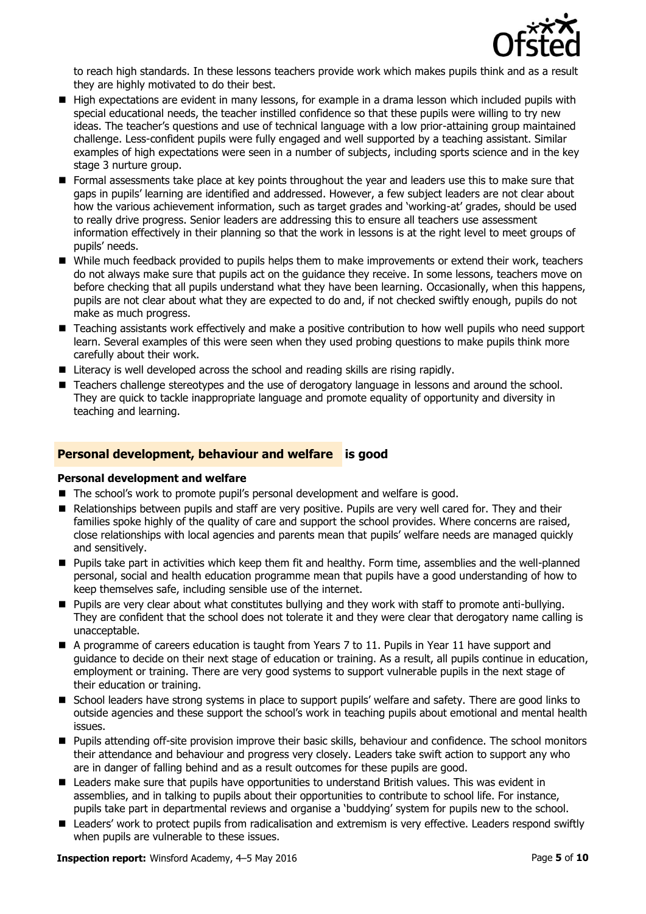to reach high standards. In these lessons teachers provide work which makes pupils think and as a result they are highly motivated to do their best.

- High expectations are evident in many lessons, for example in a drama lesson which included pupils with special educational needs, the teacher instilled confidence so that these pupils were willing to try new ideas. The teacher's questions and use of technical language with a low prior-attaining group maintained challenge. Less-confident pupils were fully engaged and well supported by a teaching assistant. Similar examples of high expectations were seen in a number of subjects, including sports science and in the key stage 3 nurture group.
- Formal assessments take place at key points throughout the year and leaders use this to make sure that gaps in pupils' learning are identified and addressed. However, a few subject leaders are not clear about how the various achievement information, such as target grades and 'working-at' grades, should be used to really drive progress. Senior leaders are addressing this to ensure all teachers use assessment information effectively in their planning so that the work in lessons is at the right level to meet groups of pupils' needs.
- While much feedback provided to pupils helps them to make improvements or extend their work, teachers do not always make sure that pupils act on the guidance they receive. In some lessons, teachers move on before checking that all pupils understand what they have been learning. Occasionally, when this happens, pupils are not clear about what they are expected to do and, if not checked swiftly enough, pupils do not make as much progress.
- Teaching assistants work effectively and make a positive contribution to how well pupils who need support learn. Several examples of this were seen when they used probing questions to make pupils think more carefully about their work.
- Literacy is well developed across the school and reading skills are rising rapidly.
- Teachers challenge stereotypes and the use of derogatory language in lessons and around the school. They are quick to tackle inappropriate language and promote equality of opportunity and diversity in teaching and learning.

## Personal development, behaviour and welfare is good

### Personal development and welfare

- The school's work to promote pupil's personal development and welfare is good.
- Relationships between pupils and staff are very positive. Pupils are very well cared for. They and their families spoke highly of the quality of care and support the school provides. Where concerns are raised, close relationships with local agencies and parents mean that pupils' welfare needs are managed quickly and sensitively.
- Pupils take part in activities which keep them fit and healthy. Form time, assemblies and the well-planned personal, social and health education programme mean that pupils have a good understanding of how to keep themselves safe, including sensible use of the internet.
- Pupils are very clear about what constitutes bullying and they work with staff to promote anti-bullying. They are confident that the school does not tolerate it and they were clear that derogatory name calling is unacceptable.
- A programme of careers education is taught from Years 7 to 11. Pupils in Year 11 have support and guidance to decide on their next stage of education or training. As a result, all pupils continue in education, employment or training. There are very good systems to support vulnerable pupils in the next stage of their education or training.
- School leaders have strong systems in place to support pupils' welfare and safety. There are good links to outside agencies and these support the school's work in teaching pupils about emotional and mental health issues.
- Pupils attending off-site provision improve their basic skills, behaviour and confidence. The school monitors their attendance and behaviour and progress very closely. Leaders take swift action to support any who are in danger of falling behind and as a result outcomes for these pupils are good.
- Leaders make sure that pupils have opportunities to understand British values. This was evident in assemblies, and in talking to pupils about their opportunities to contribute to school life. For instance, pupils take part in departmental reviews and organise a 'buddying' system for pupils new to the school.
- Leaders' work to protect pupils from radicalisation and extremism is very effective. Leaders respond swiftly when pupils are vulnerable to these issues.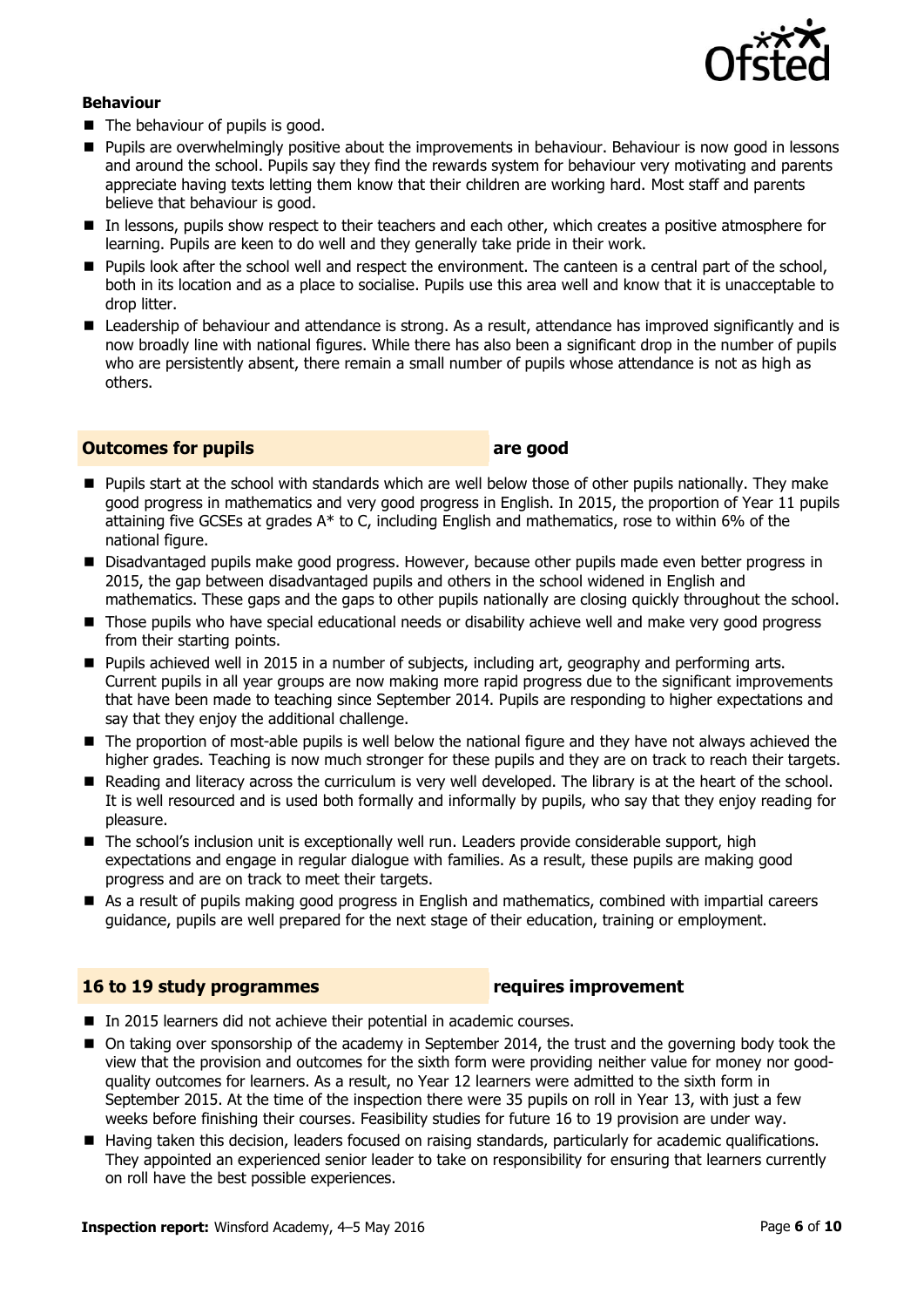### Behaviour

- The behaviour of pupils is good.
- Pupils are overwhelmingly positive about the improvements in behaviour. Behaviour is now good in lessons and around the school. Pupils say they find the rewards system for behaviour very motivating and parents appreciate having texts letting them know that their children are working hard. Most staff and parents believe that behaviour is good.
- In lessons, pupils show respect to their teachers and each other, which creates a positive atmosphere for learning. Pupils are keen to do well and they generally take pride in their work.
- Pupils look after the school well and respect the environment. The canteen is a central part of the school, both in its location and as a place to socialise. Pupils use this area well and know that it is unacceptable to drop litter.
- Leadership of behaviour and attendance is strong. As a result, attendance has improved significantly and is now broadly line with national figures. While there has also been a significant drop in the number of pupils who are persistently absent, there remain a small number of pupils whose attendance is not as high as others.

## Outcomes for pupils — are good

- Pupils start at the school with standards which are well below those of other pupils nationally. They make good progress in mathematics and very good progress in English. In 2015, the proportion of Year 11 pupils attaining five GCSEs at grades A* to C, including English and mathematics, rose to within 6% of the national figure.
- Disadvantaged pupils make good progress. However, because other pupils made even better progress in 2015, the gap between disadvantaged pupils and others in the school widened in English and mathematics. These gaps and the gaps to other pupils nationally are closing quickly throughout the school.
- Those pupils who have special educational needs or disability achieve well and make very good progress from their starting points.
- Pupils achieved well in 2015 in a number of subjects, including art, geography and performing arts. Current pupils in all year groups are now making more rapid progress due to the significant improvements that have been made to teaching since September 2014. Pupils are responding to higher expectations and say that they enjoy the additional challenge.
- The proportion of most-able pupils is well below the national figure and they have not always achieved the higher grades. Teaching is now much stronger for these pupils and they are on track to reach their targets.
- Reading and literacy across the curriculum is very well developed. The library is at the heart of the school. It is well resourced and is used both formally and informally by pupils, who say that they enjoy reading for pleasure.
- The school's inclusion unit is exceptionally well run. Leaders provide considerable support, high expectations and engage in regular dialogue with families. As a result, these pupils are making good progress and are on track to meet their targets.
- As a result of pupils making good progress in English and mathematics, combined with impartial careers guidance, pupils are well prepared for the next stage of their education, training or employment.

## 16 to 19 study programmes — requires improvement

- In 2015 learners did not achieve their potential in academic courses.
- On taking over sponsorship of the academy in September 2014, the trust and the governing body took the view that the provision and outcomes for the sixth form were providing neither value for money nor good-quality outcomes for learners. As a result, no Year 12 learners were admitted to the sixth form in September 2015. At the time of the inspection there were 35 pupils on roll in Year 13, with just a few weeks before finishing their courses. Feasibility studies for future 16 to 19 provision are under way.
- Having taken this decision, leaders focused on raising standards, particularly for academic qualifications. They appointed an experienced senior leader to take on responsibility for ensuring that learners currently on roll have the best possible experiences.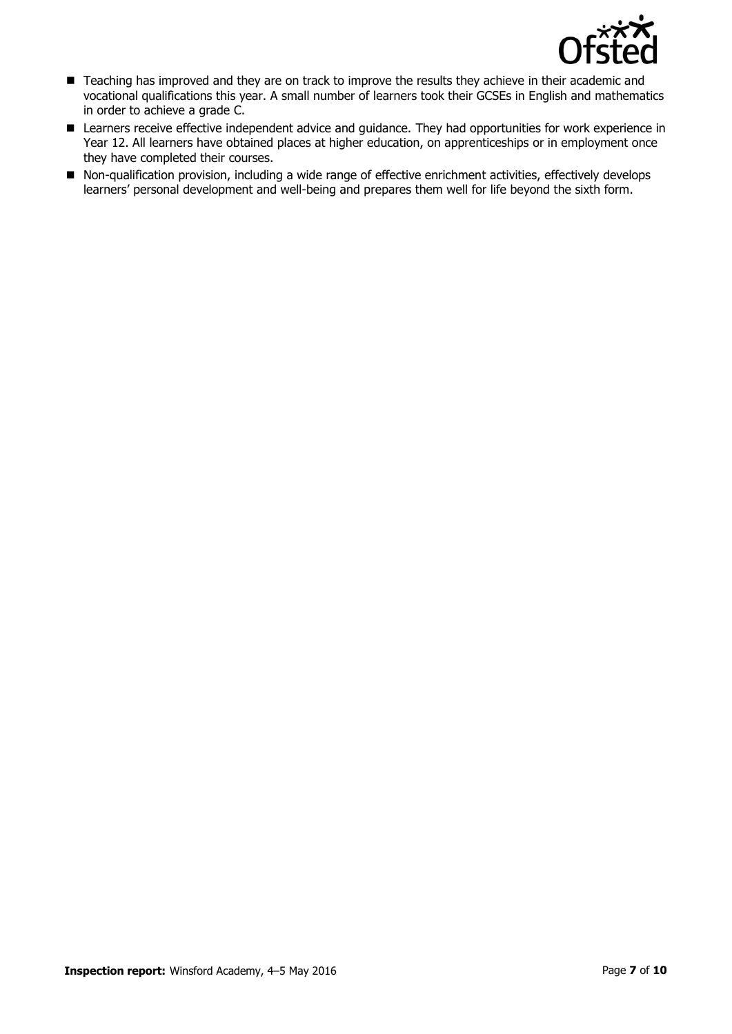- Teaching has improved and they are on track to improve the results they achieve in their academic and vocational qualifications this year. A small number of learners took their GCSEs in English and mathematics in order to achieve a grade C.
- Learners receive effective independent advice and guidance. They had opportunities for work experience in Year 12. All learners have obtained places at higher education, on apprenticeships or in employment once they have completed their courses.
- Non-qualification provision, including a wide range of effective enrichment activities, effectively develops learners' personal development and well-being and prepares them well for life beyond the sixth form.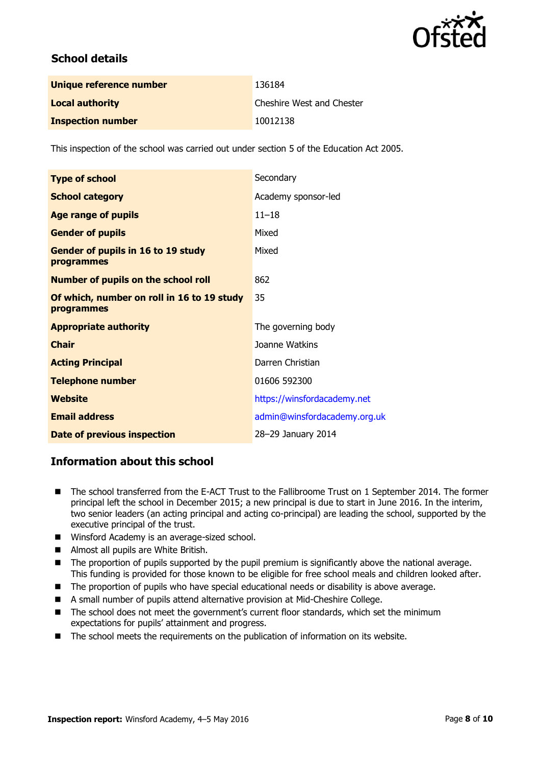## School details

| | |
|---|---|
| **Unique reference number** | 136184 |
| **Local authority** | Cheshire West and Chester |
| **Inspection number** | 10012138 |

This inspection of the school was carried out under section 5 of the Education Act 2005.

| | |
|---|---|
| **Type of school** | Secondary |
| **School category** | Academy sponsor-led |
| **Age range of pupils** | 11–18 |
| **Gender of pupils** | Mixed |
| **Gender of pupils in 16 to 19 study programmes** | Mixed |
| **Number of pupils on the school roll** | 862 |
| **Of which, number on roll in 16 to 19 study programmes** | 35 |
| **Appropriate authority** | The governing body |
| **Chair** | Joanne Watkins |
| **Acting Principal** | Darren Christian |
| **Telephone number** | 01606 592300 |
| **Website** | https://winsfordacademy.net |
| **Email address** | admin@winsfordacademy.org.uk |
| **Date of previous inspection** | 28–29 January 2014 |

## Information about this school

- The school transferred from the E-ACT Trust to the Fallibroome Trust on 1 September 2014. The former principal left the school in December 2015; a new principal is due to start in June 2016. In the interim, two senior leaders (an acting principal and acting co-principal) are leading the school, supported by the executive principal of the trust.
- Winsford Academy is an average-sized school.
- Almost all pupils are White British.
- The proportion of pupils supported by the pupil premium is significantly above the national average. This funding is provided for those known to be eligible for free school meals and children looked after.
- The proportion of pupils who have special educational needs or disability is above average.
- A small number of pupils attend alternative provision at Mid-Cheshire College.
- The school does not meet the government's current floor standards, which set the minimum expectations for pupils' attainment and progress.
- The school meets the requirements on the publication of information on its website.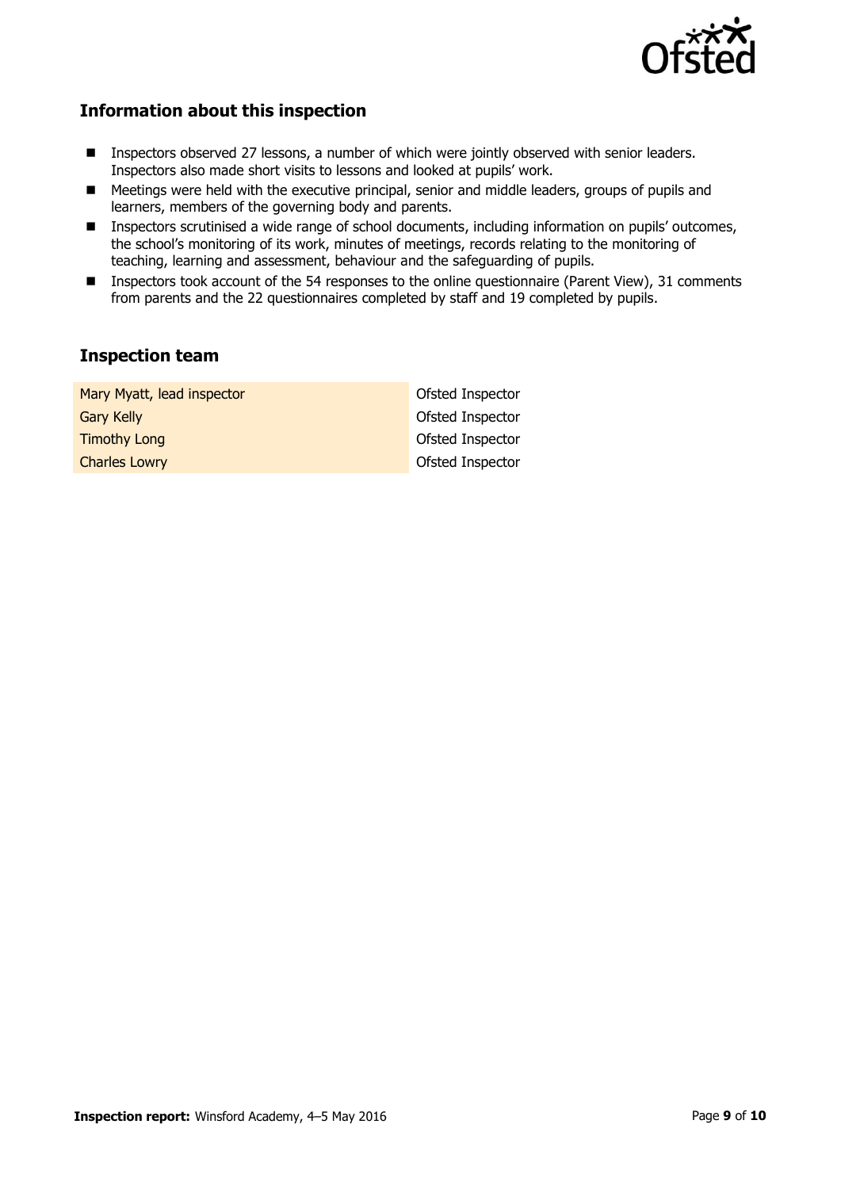## Information about this inspection

- Inspectors observed 27 lessons, a number of which were jointly observed with senior leaders. Inspectors also made short visits to lessons and looked at pupils' work.
- Meetings were held with the executive principal, senior and middle leaders, groups of pupils and learners, members of the governing body and parents.
- Inspectors scrutinised a wide range of school documents, including information on pupils' outcomes, the school's monitoring of its work, minutes of meetings, records relating to the monitoring of teaching, learning and assessment, behaviour and the safeguarding of pupils.
- Inspectors took account of the 54 responses to the online questionnaire (Parent View), 31 comments from parents and the 22 questionnaires completed by staff and 19 completed by pupils.

## Inspection team

| | |
|---|---|
| Mary Myatt, lead inspector | Ofsted Inspector |
| Gary Kelly | Ofsted Inspector |
| Timothy Long | Ofsted Inspector |
| Charles Lowry | Ofsted Inspector |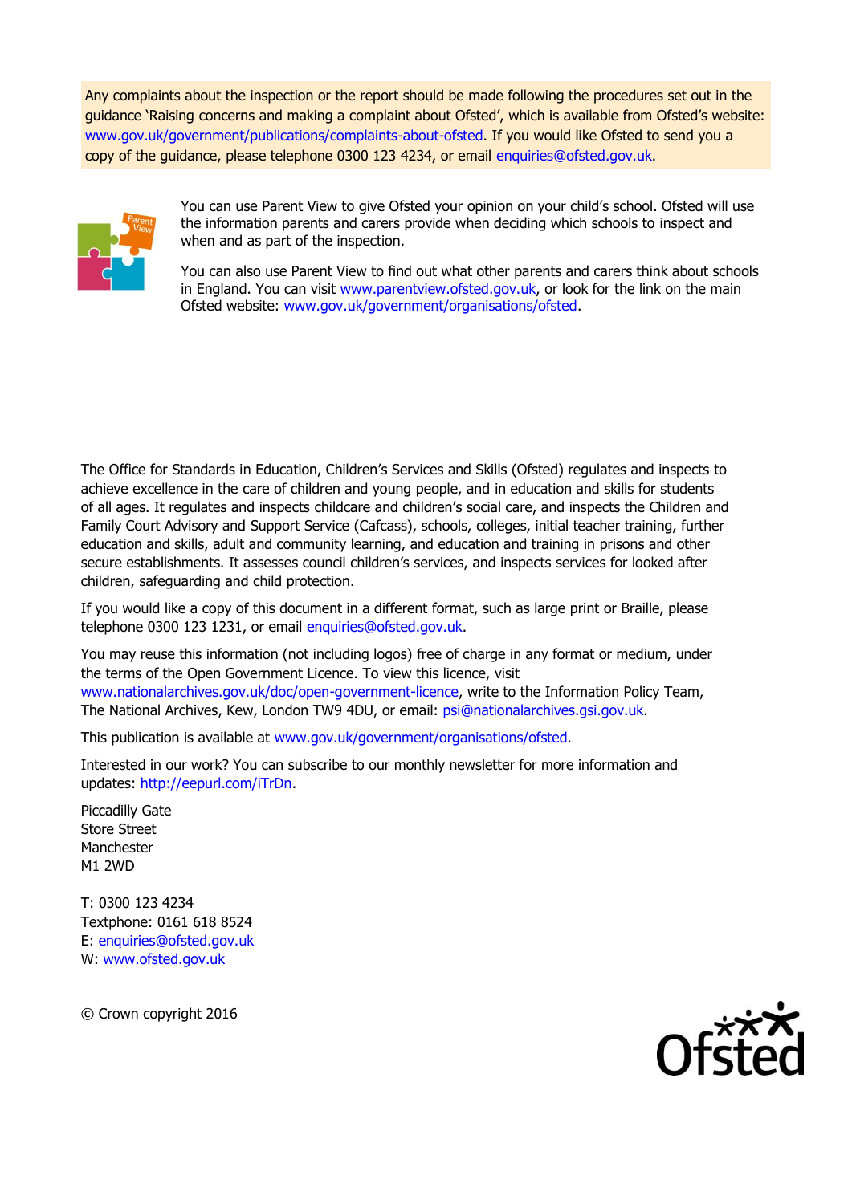Any complaints about the inspection or the report should be made following the procedures set out in the guidance 'Raising concerns and making a complaint about Ofsted', which is available from Ofsted's website: www.gov.uk/government/publications/complaints-about-ofsted. If you would like Ofsted to send you a copy of the guidance, please telephone 0300 123 4234, or email enquiries@ofsted.gov.uk.

You can use Parent View to give Ofsted your opinion on your child's school. Ofsted will use the information parents and carers provide when deciding which schools to inspect and when and as part of the inspection.

You can also use Parent View to find out what other parents and carers think about schools in England. You can visit www.parentview.ofsted.gov.uk, or look for the link on the main Ofsted website: www.gov.uk/government/organisations/ofsted.

The Office for Standards in Education, Children's Services and Skills (Ofsted) regulates and inspects to achieve excellence in the care of children and young people, and in education and skills for students of all ages. It regulates and inspects childcare and children's social care, and inspects the Children and Family Court Advisory and Support Service (Cafcass), schools, colleges, initial teacher training, further education and skills, adult and community learning, and education and training in prisons and other secure establishments. It assesses council children's services, and inspects services for looked after children, safeguarding and child protection.

If you would like a copy of this document in a different format, such as large print or Braille, please telephone 0300 123 1231, or email enquiries@ofsted.gov.uk.

You may reuse this information (not including logos) free of charge in any format or medium, under the terms of the Open Government Licence. To view this licence, visit www.nationalarchives.gov.uk/doc/open-government-licence, write to the Information Policy Team, The National Archives, Kew, London TW9 4DU, or email: psi@nationalarchives.gsi.gov.uk.

This publication is available at www.gov.uk/government/organisations/ofsted.

Interested in our work? You can subscribe to our monthly newsletter for more information and updates: http://eepurl.com/iTrDn.

Piccadilly Gate
Store Street
Manchester
M1 2WD

T: 0300 123 4234
Textphone: 0161 618 8524
E: enquiries@ofsted.gov.uk
W: www.ofsted.gov.uk

© Crown copyright 2016